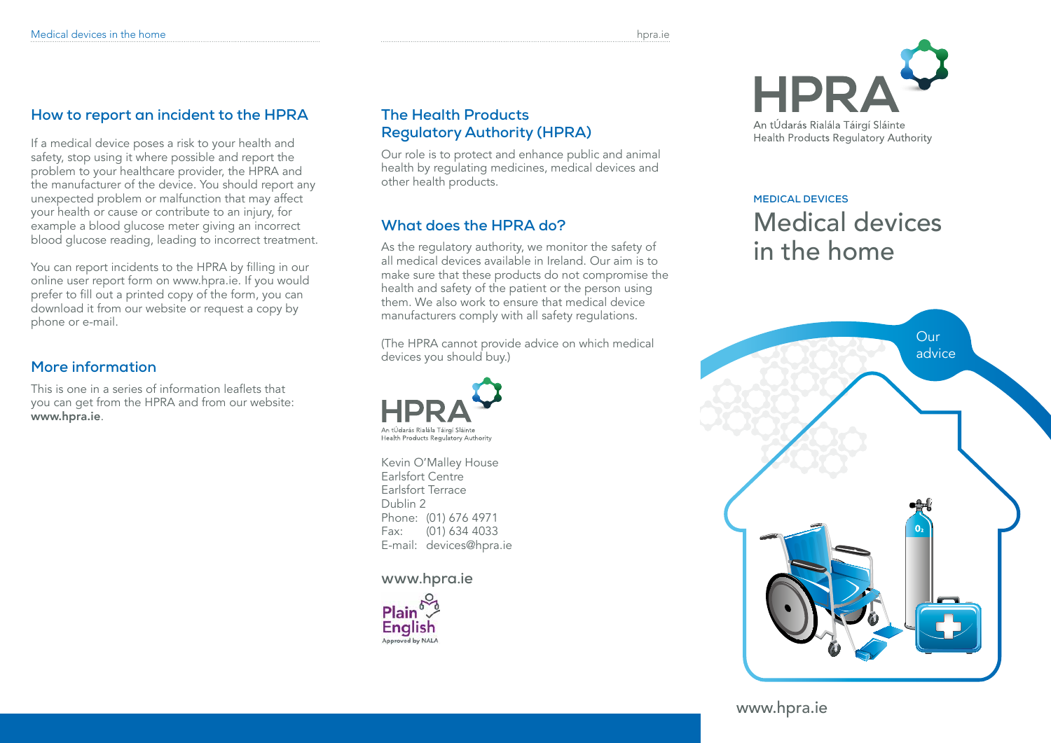## How to report an incident to the HPRA

If a medical device poses a risk to your health and safety, stop using it where possible and report the problem to your healthcare provider, the HPRA and the manufacturer of the device. You should report any unexpected problem or malfunction that may affect your health or cause or contribute to an injury, for example a blood glucose meter giving an incorrect blood glucose reading, leading to incorrect treatment.

You can report incidents to the HPRA by filling in our online user report form on www.hpra.ie. If you would prefer to fill out a printed copy of the form, you can download it from our website or request a copy by phone or e-mail.

## More information

This is one in a series of information leaflets that you can get from the HPRA and from our website: **www.hpra.ie**.

## The Health Products Regulatory Authority (HPRA)

Our role is to protect and enhance public and animal health by regulating medicines, medical devices and other health products.

## What does the HPRA do?

As the regulatory authority, we monitor the safety of all medical devices available in Ireland. Our aim is to make sure that these products do not compromise the health and safety of the patient or the person using them. We also work to ensure that medical device manufacturers comply with all safety regulations.

(The HPRA cannot provide advice on which medical devices you should buy.)

HPRA
An tÚdarás Rialála Táirgí Sláinte
Health Products Regulatory Authority

Kevin O'Malley House
Earlsfort Centre
Earlsfort Terrace
Dublin 2
Phone: (01) 676 4971
Fax: (01) 634 4033
E-mail: devices@hpra.ie

**www.hpra.ie**

Plain English
Approved by NALA

HPRA
An tÚdarás Rialála Táirgí Sláinte
Health Products Regulatory Authority

MEDICAL DEVICES

# Medical devices in the home

Our advice

www.hpra.ie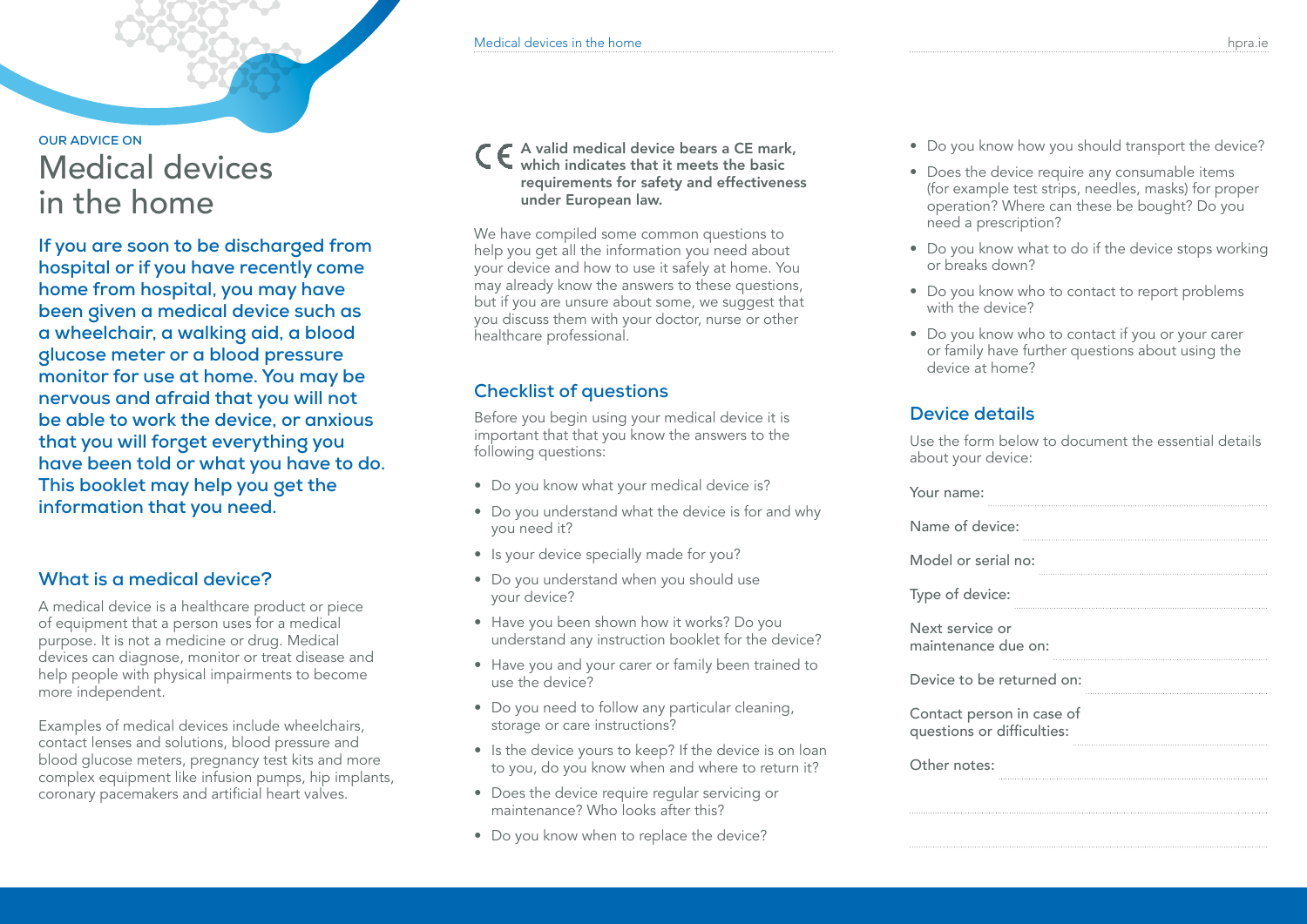OUR ADVICE ON

# Medical devices in the home

**If you are soon to be discharged from hospital or if you have recently come home from hospital, you may have been given a medical device such as a wheelchair, a walking aid, a blood glucose meter or a blood pressure monitor for use at home. You may be nervous and afraid that you will not be able to work the device, or anxious that you will forget everything you have been told or what you have to do. This booklet may help you get the information that you need.**

## What is a medical device?

A medical device is a healthcare product or piece of equipment that a person uses for a medical purpose. It is not a medicine or drug. Medical devices can diagnose, monitor or treat disease and help people with physical impairments to become more independent.

Examples of medical devices include wheelchairs, contact lenses and solutions, blood pressure and blood glucose meters, pregnancy test kits and more complex equipment like infusion pumps, hip implants, coronary pacemakers and artificial heart valves.

CE **A valid medical device bears a CE mark, which indicates that it meets the basic requirements for safety and effectiveness under European law.**

We have compiled some common questions to help you get all the information you need about your device and how to use it safely at home. You may already know the answers to these questions, but if you are unsure about some, we suggest that you discuss them with your doctor, nurse or other healthcare professional.

## Checklist of questions

Before you begin using your medical device it is important that that you know the answers to the following questions:

- Do you know what your medical device is?
- Do you understand what the device is for and why you need it?
- Is your device specially made for you?
- Do you understand when you should use your device?
- Have you been shown how it works? Do you understand any instruction booklet for the device?
- Have you and your carer or family been trained to use the device?
- Do you need to follow any particular cleaning, storage or care instructions?
- Is the device yours to keep? If the device is on loan to you, do you know when and where to return it?
- Does the device require regular servicing or maintenance? Who looks after this?
- Do you know when to replace the device?
- Do you know how you should transport the device?
- Does the device require any consumable items (for example test strips, needles, masks) for proper operation? Where can these be bought? Do you need a prescription?
- Do you know what to do if the device stops working or breaks down?
- Do you know who to contact to report problems with the device?
- Do you know who to contact if you or your carer or family have further questions about using the device at home?

## Device details

Use the form below to document the essential details about your device:

Your name: ....................

Name of device: ....................

Model or serial no: ....................

Type of device: ....................

Next service or maintenance due on: ....................

Device to be returned on: ....................

Contact person in case of questions or difficulties: ....................

Other notes: ....................